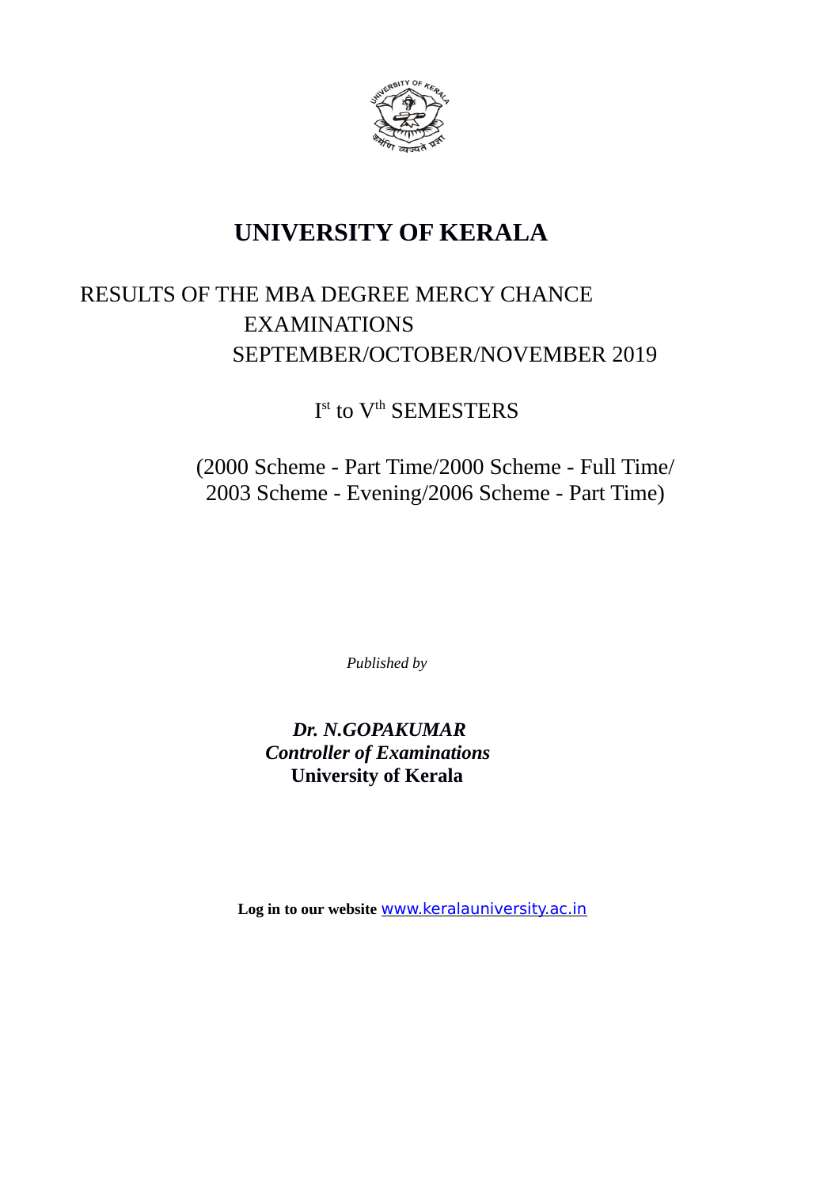# UNIVERSITY OF KERALA

RESULTS OF THE MBA DEGREE MERCY CHANCE EXAMINATIONS SEPTEMBER/OCTOBER/NOVEMBER 2019

I[st] to V[th] SEMESTERS

(2000 Scheme - Part Time/2000 Scheme - Full Time/ 2003 Scheme - Evening/2006 Scheme - Part Time)

*Published by*

***Dr. N.GOPAKUMAR***
***Controller of Examinations***
**University of Kerala**

**Log in to our website** www.keralauniversity.ac.in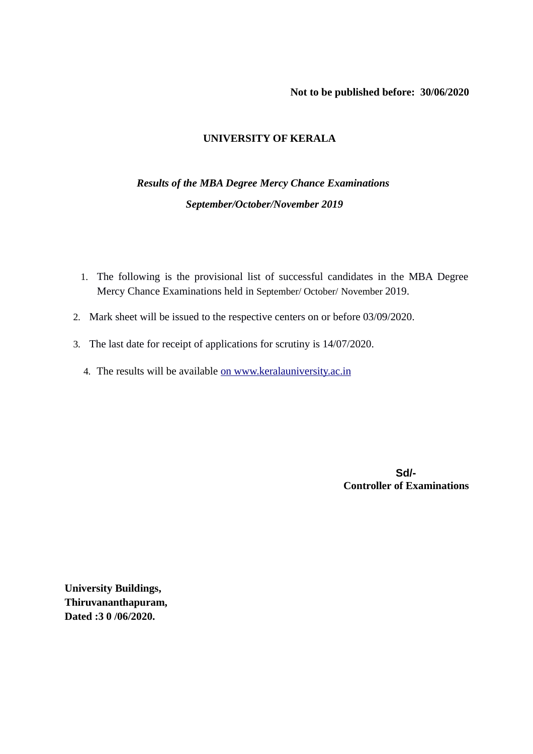**Not to be published before: 30/06/2020**

# UNIVERSITY OF KERALA

***Results of the MBA Degree Mercy Chance Examinations***

***September/October/November 2019***

1. The following is the provisional list of successful candidates in the MBA Degree Mercy Chance Examinations held in September/ October/ November 2019.
2. Mark sheet will be issued to the respective centers on or before 03/09/2020.
3. The last date for receipt of applications for scrutiny is 14/07/2020.
4. The results will be available on www.keralauniversity.ac.in

**Sd/-**
**Controller of Examinations**

**University Buildings,**
**Thiruvananthapuram,**
**Dated :3 0 /06/2020.**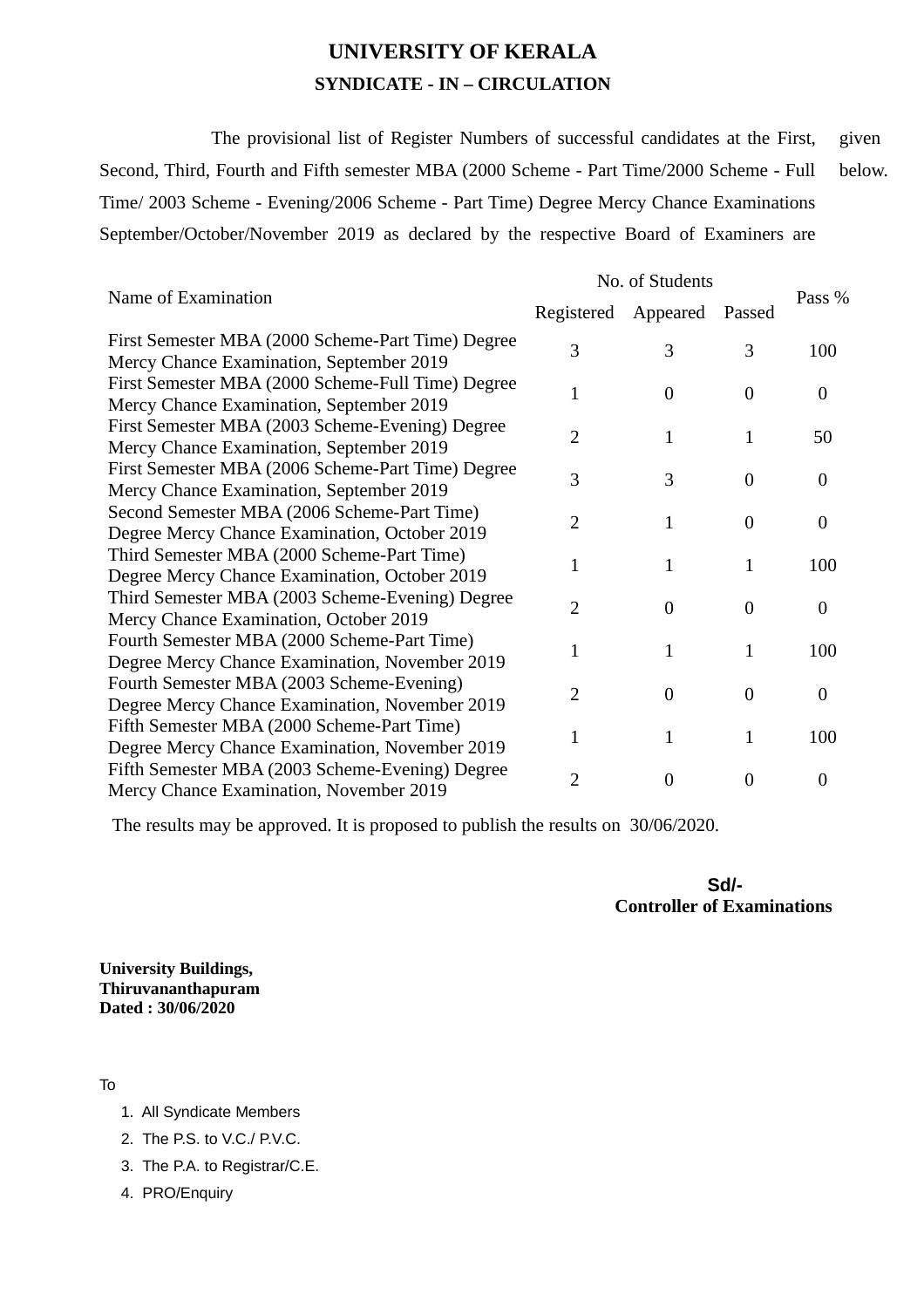# UNIVERSITY OF KERALA

## SYNDICATE - IN – CIRCULATION

The provisional list of Register Numbers of successful candidates at the First, Second, Third, Fourth and Fifth semester MBA (2000 Scheme - Part Time/2000 Scheme - Full Time/ 2003 Scheme - Evening/2006 Scheme - Part Time) Degree Mercy Chance Examinations September/October/November 2019 as declared by the respective Board of Examiners are given below.

| Name of Examination | No. of Students | | | Pass % |
|---|---|---|---|---|
| | Registered | Appeared | Passed | |
| First Semester MBA (2000 Scheme-Part Time) Degree Mercy Chance Examination, September 2019 | 3 | 3 | 3 | 100 |
| First Semester MBA (2000 Scheme-Full Time) Degree Mercy Chance Examination, September 2019 | 1 | 0 | 0 | 0 |
| First Semester MBA (2003 Scheme-Evening) Degree Mercy Chance Examination, September 2019 | 2 | 1 | 1 | 50 |
| First Semester MBA (2006 Scheme-Part Time) Degree Mercy Chance Examination, September 2019 | 3 | 3 | 0 | 0 |
| Second Semester MBA (2006 Scheme-Part Time) Degree Mercy Chance Examination, October 2019 | 2 | 1 | 0 | 0 |
| Third Semester MBA (2000 Scheme-Part Time) Degree Mercy Chance Examination, October 2019 | 1 | 1 | 1 | 100 |
| Third Semester MBA (2003 Scheme-Evening) Degree Mercy Chance Examination, October 2019 | 2 | 0 | 0 | 0 |
| Fourth Semester MBA (2000 Scheme-Part Time) Degree Mercy Chance Examination, November 2019 | 1 | 1 | 1 | 100 |
| Fourth Semester MBA (2003 Scheme-Evening) Degree Mercy Chance Examination, November 2019 | 2 | 0 | 0 | 0 |
| Fifth Semester MBA (2000 Scheme-Part Time) Degree Mercy Chance Examination, November 2019 | 1 | 1 | 1 | 100 |
| Fifth Semester MBA (2003 Scheme-Evening) Degree Mercy Chance Examination, November 2019 | 2 | 0 | 0 | 0 |

The results may be approved. It is proposed to publish the results on 30/06/2020.

**Sd/-**
**Controller of Examinations**

**University Buildings,**
**Thiruvananthapuram**
**Dated : 30/06/2020**

To

1. All Syndicate Members
2. The P.S. to V.C./ P.V.C.
3. The P.A. to Registrar/C.E.
4. PRO/Enquiry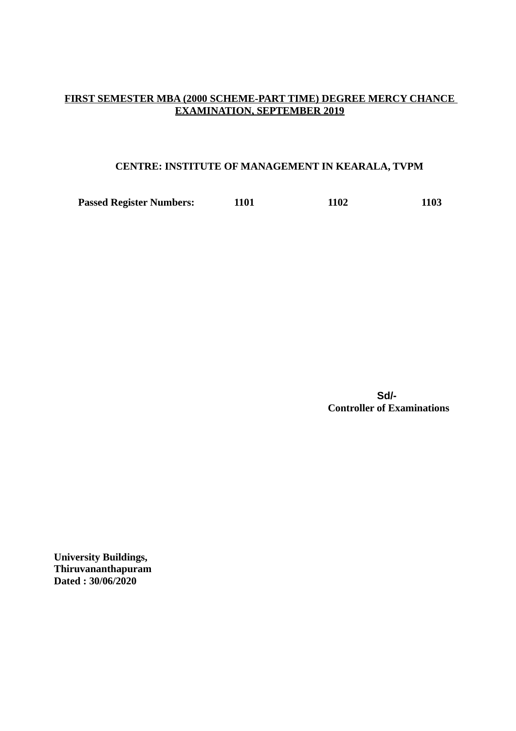**FIRST SEMESTER MBA (2000 SCHEME-PART TIME) DEGREE MERCY CHANCE EXAMINATION, SEPTEMBER 2019**

**CENTRE: INSTITUTE OF MANAGEMENT IN KEARALA, TVPM**

**Passed Register Numbers:** **1101** **1102** **1103**

**Sd/-**
**Controller of Examinations**

**University Buildings,**
**Thiruvananthapuram**
**Dated : 30/06/2020**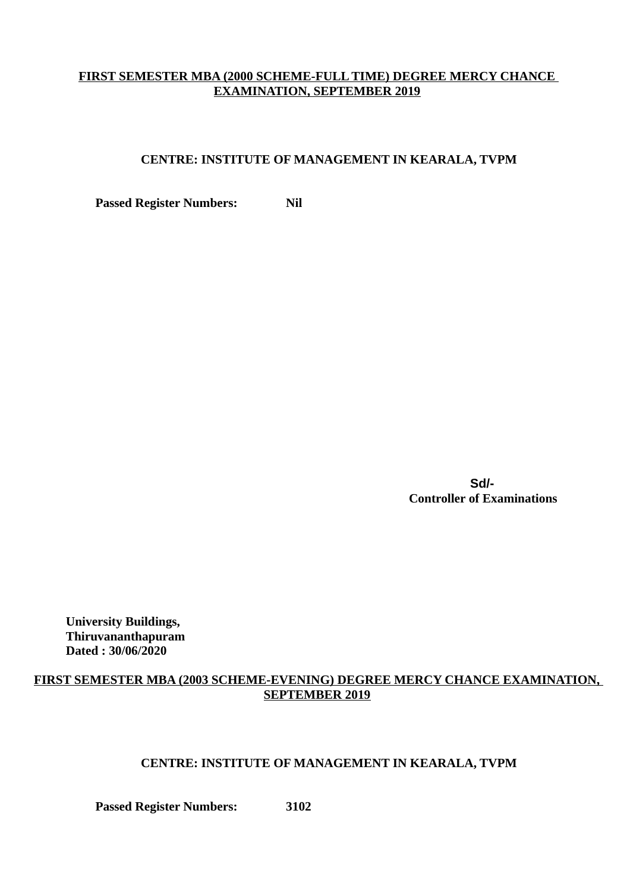**FIRST SEMESTER MBA (2000 SCHEME-FULL TIME) DEGREE MERCY CHANCE EXAMINATION, SEPTEMBER 2019**

**CENTRE: INSTITUTE OF MANAGEMENT IN KEARALA, TVPM**

**Passed Register Numbers:** **Nil**

**Sd/-**
**Controller of Examinations**

**University Buildings,**
**Thiruvananthapuram**
**Dated : 30/06/2020**

**FIRST SEMESTER MBA (2003 SCHEME-EVENING) DEGREE MERCY CHANCE EXAMINATION, SEPTEMBER 2019**

**CENTRE: INSTITUTE OF MANAGEMENT IN KEARALA, TVPM**

**Passed Register Numbers:** **3102**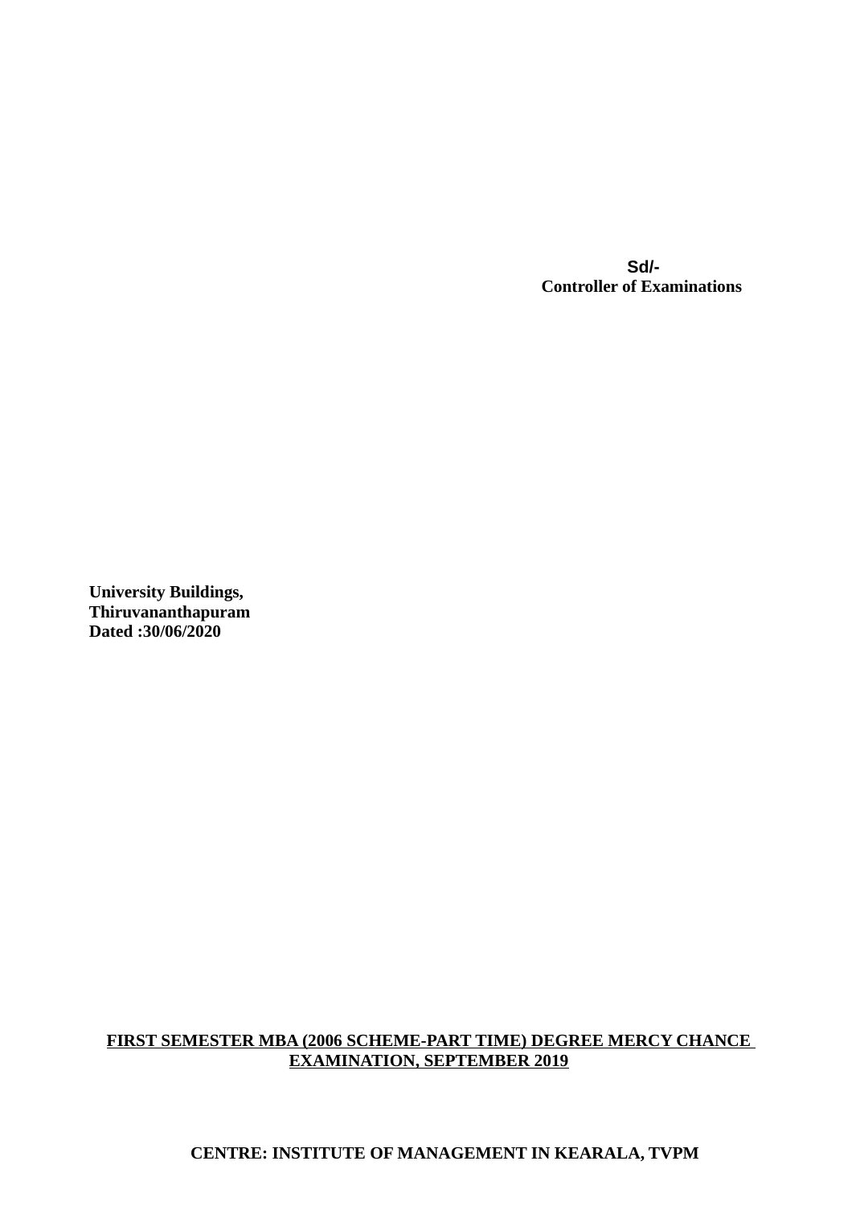**Sd/-**
**Controller of Examinations**

**University Buildings,**
**Thiruvananthapuram**
**Dated :30/06/2020**

**FIRST SEMESTER MBA (2006 SCHEME-PART TIME) DEGREE MERCY CHANCE EXAMINATION, SEPTEMBER 2019**

**CENTRE: INSTITUTE OF MANAGEMENT IN KEARALA, TVPM**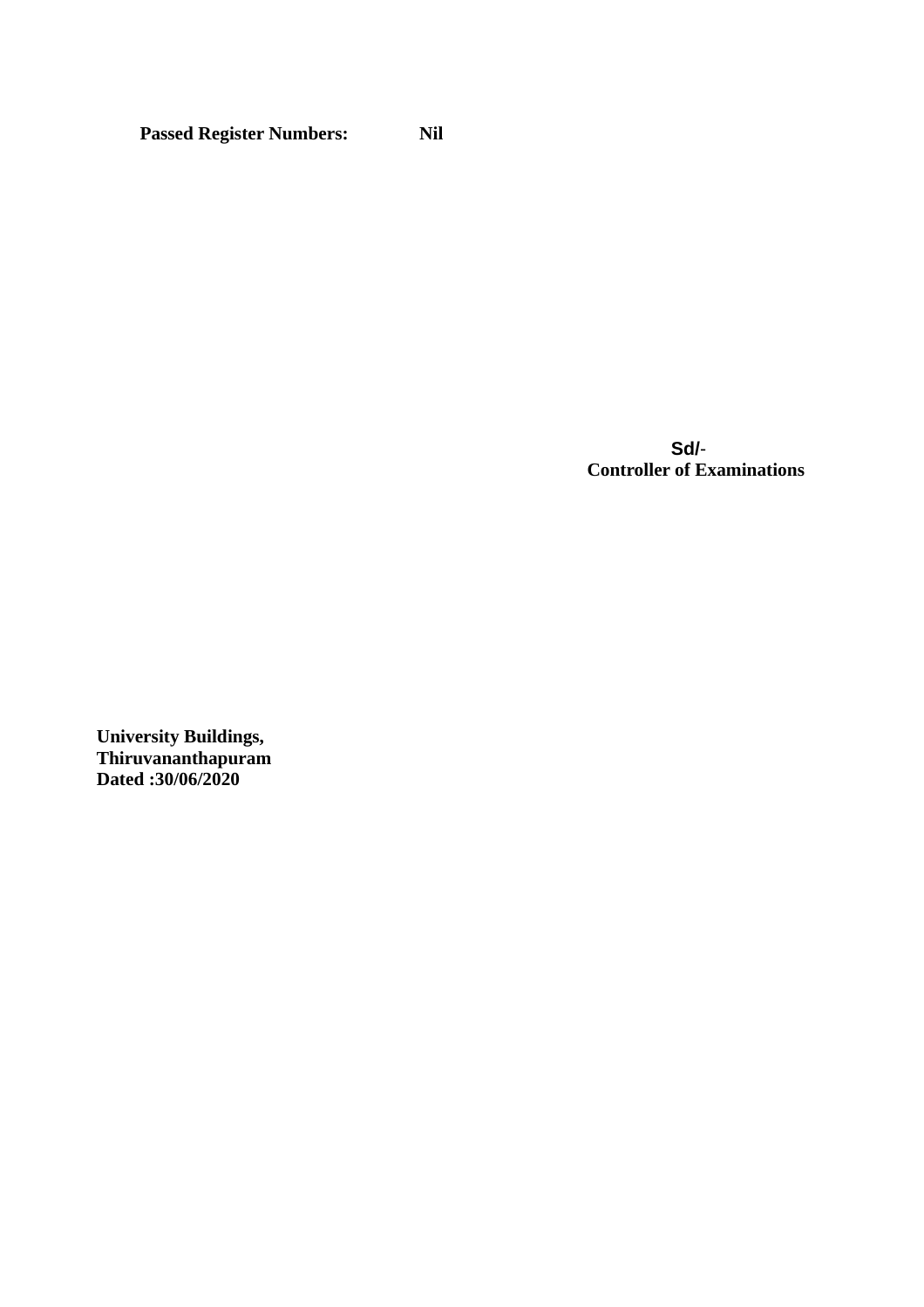**Passed Register Numbers:** **Nil**

**Sd/-**
**Controller of Examinations**

**University Buildings,**
**Thiruvananthapuram**
**Dated :30/06/2020**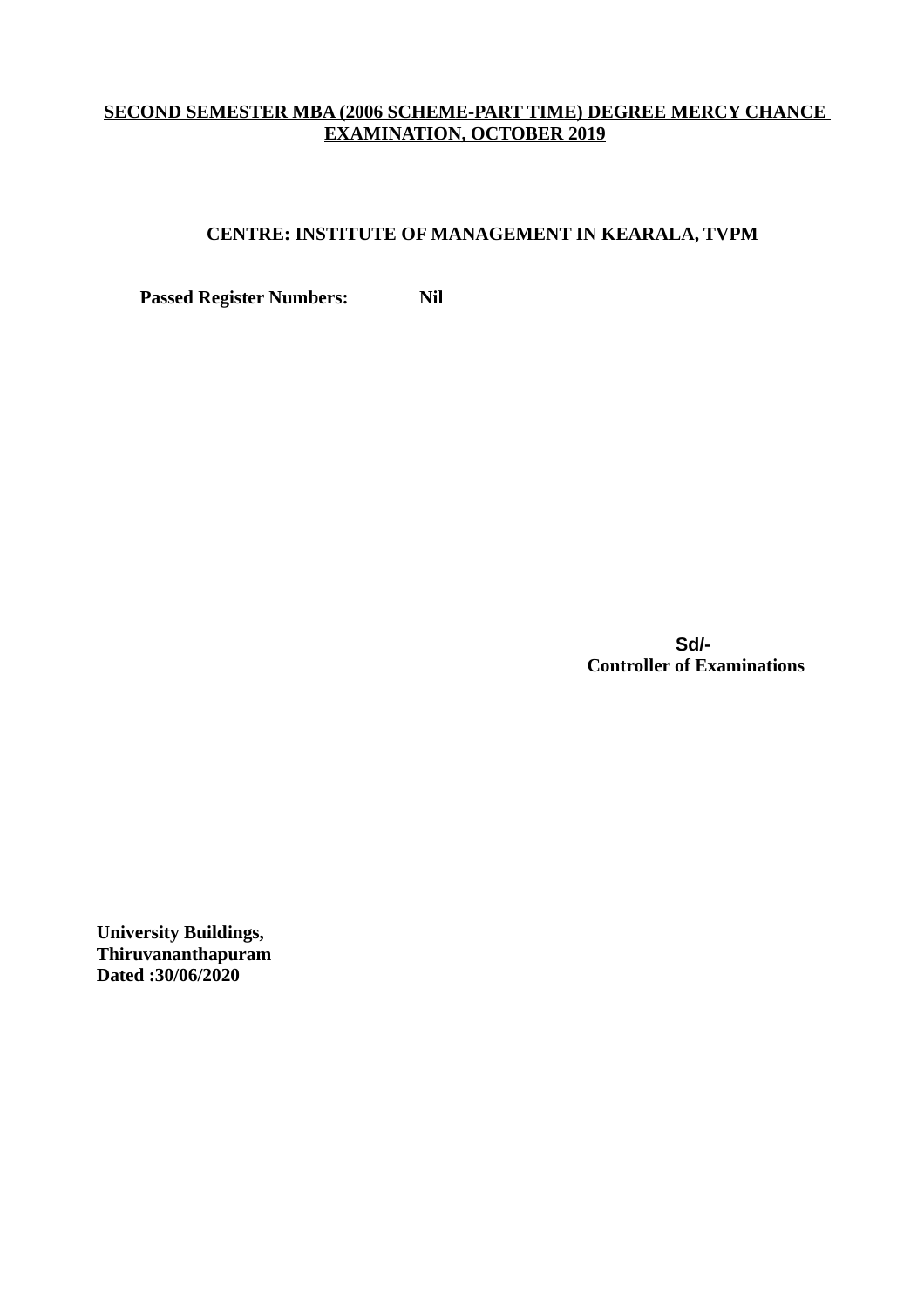**SECOND SEMESTER MBA (2006 SCHEME-PART TIME) DEGREE MERCY CHANCE EXAMINATION, OCTOBER 2019**

**CENTRE: INSTITUTE OF MANAGEMENT IN KEARALA, TVPM**

**Passed Register Numbers:** **Nil**

**Sd/-**
**Controller of Examinations**

**University Buildings,**
**Thiruvananthapuram**
**Dated :30/06/2020**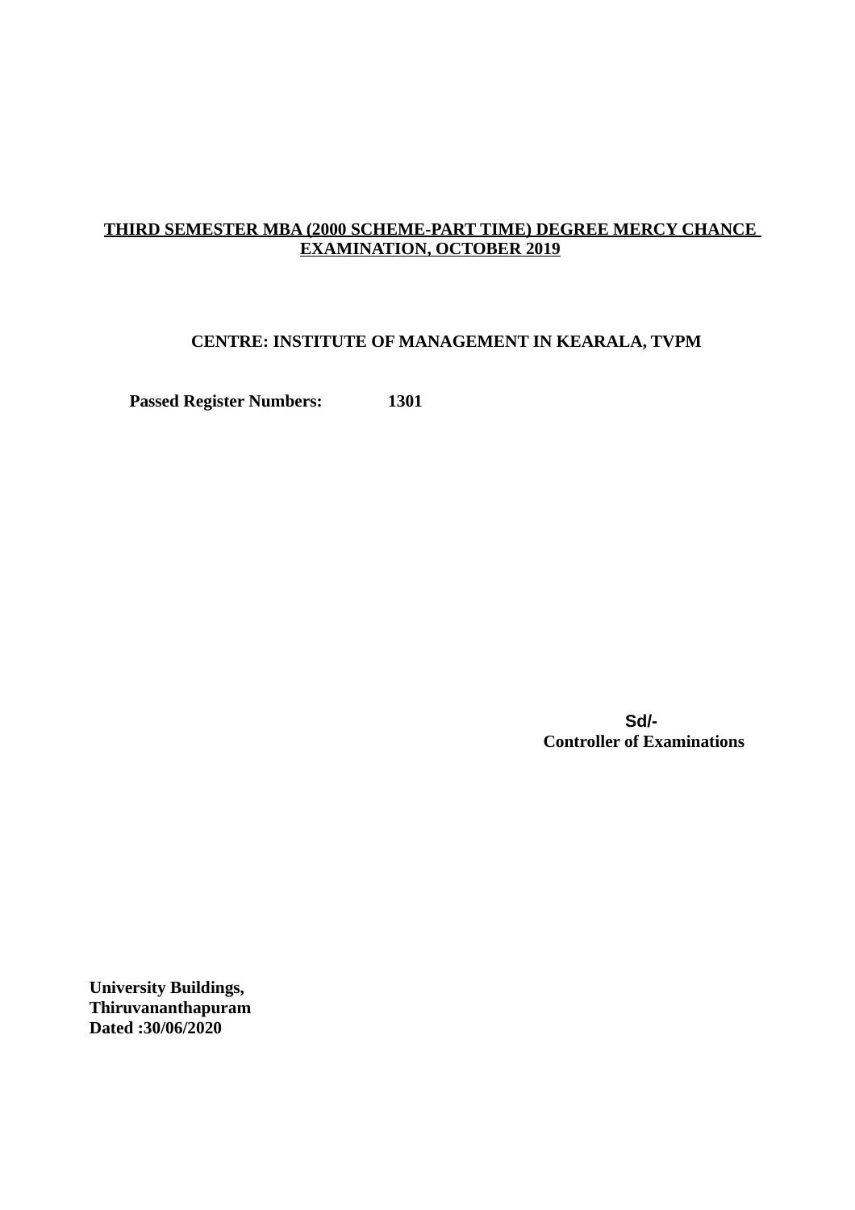**THIRD SEMESTER MBA (2000 SCHEME-PART TIME) DEGREE MERCY CHANCE EXAMINATION, OCTOBER 2019**

**CENTRE: INSTITUTE OF MANAGEMENT IN KEARALA, TVPM**

**Passed Register Numbers:** **1301**

**Sd/-**
**Controller of Examinations**

**University Buildings,**
**Thiruvananthapuram**
**Dated :30/06/2020**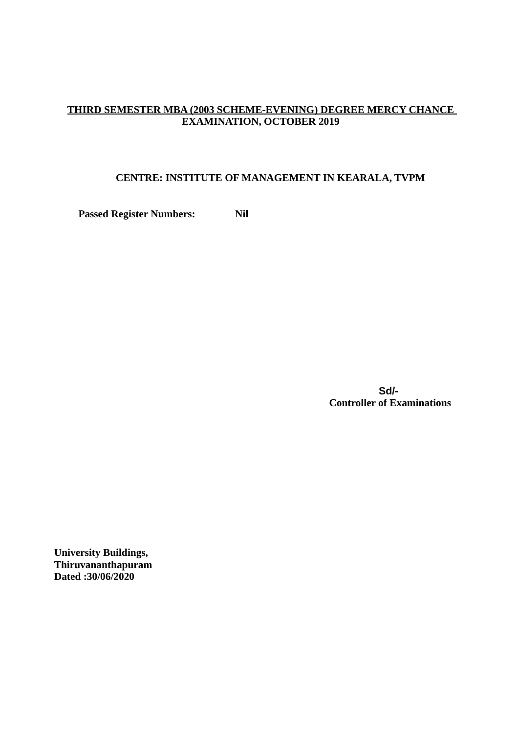**THIRD SEMESTER MBA (2003 SCHEME-EVENING) DEGREE MERCY CHANCE EXAMINATION, OCTOBER 2019**

**CENTRE: INSTITUTE OF MANAGEMENT IN KEARALA, TVPM**

**Passed Register Numbers:** **Nil**

**Sd/-**
**Controller of Examinations**

**University Buildings,**
**Thiruvananthapuram**
**Dated :30/06/2020**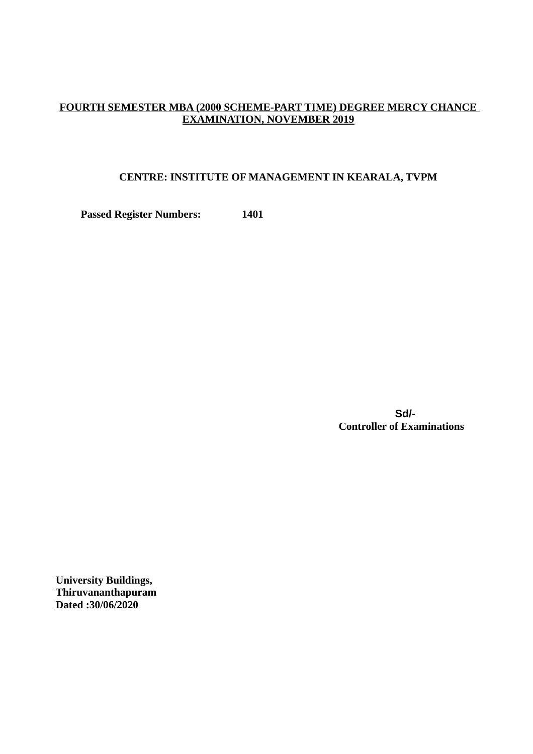**FOURTH SEMESTER MBA (2000 SCHEME-PART TIME) DEGREE MERCY CHANCE EXAMINATION, NOVEMBER 2019**

**CENTRE: INSTITUTE OF MANAGEMENT IN KEARALA, TVPM**

**Passed Register Numbers:** **1401**

**Sd/-**
**Controller of Examinations**

**University Buildings,**
**Thiruvananthapuram**
**Dated :30/06/2020**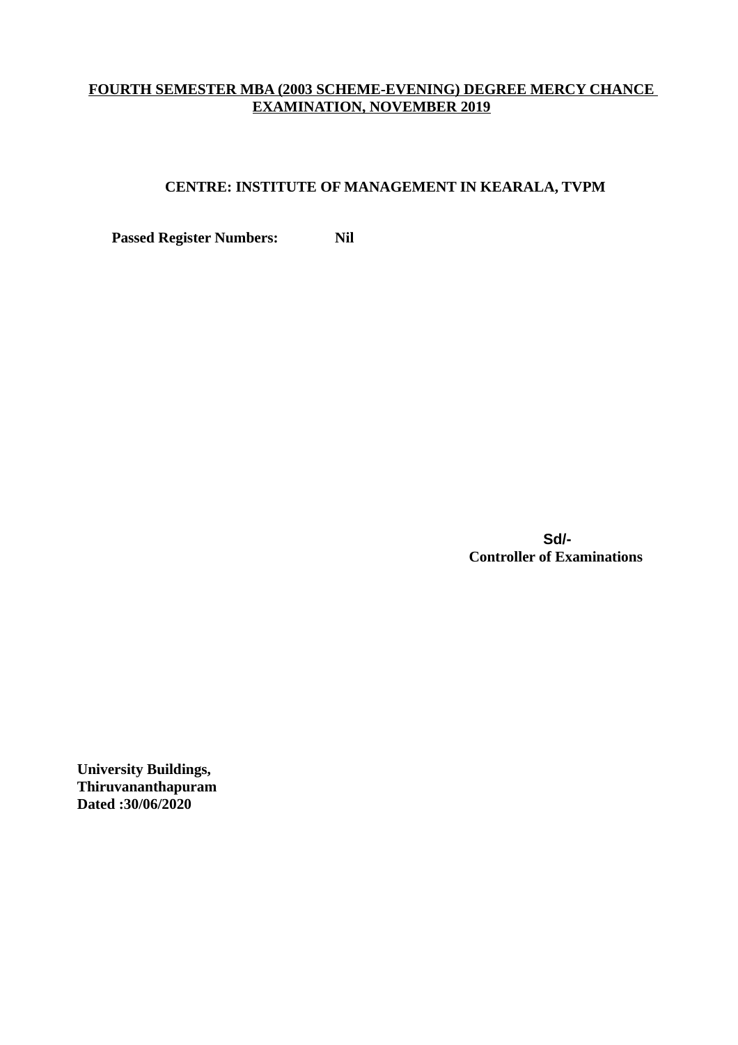**FOURTH SEMESTER MBA (2003 SCHEME-EVENING) DEGREE MERCY CHANCE EXAMINATION, NOVEMBER 2019**

**CENTRE: INSTITUTE OF MANAGEMENT IN KEARALA, TVPM**

**Passed Register Numbers: Nil**

**Sd/-**
**Controller of Examinations**

**University Buildings,**
**Thiruvananthapuram**
**Dated :30/06/2020**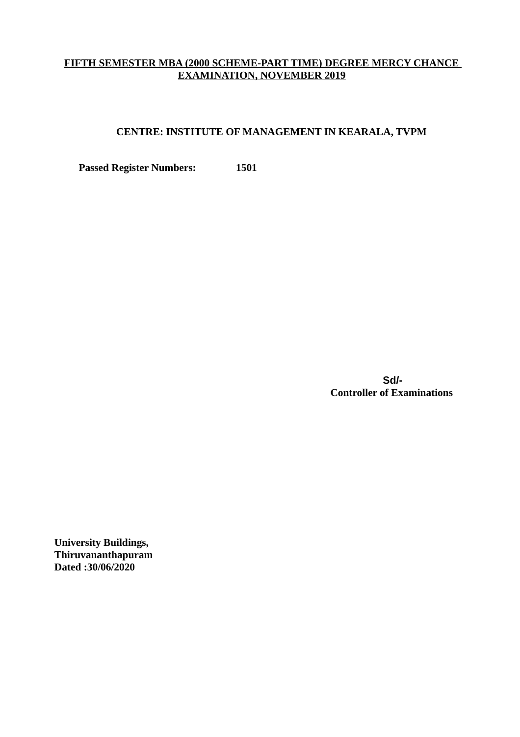**FIFTH SEMESTER MBA (2000 SCHEME-PART TIME) DEGREE MERCY CHANCE EXAMINATION, NOVEMBER 2019**

**CENTRE: INSTITUTE OF MANAGEMENT IN KEARALA, TVPM**

**Passed Register Numbers:** **1501**

**Sd/-**
**Controller of Examinations**

**University Buildings,**
**Thiruvananthapuram**
**Dated :30/06/2020**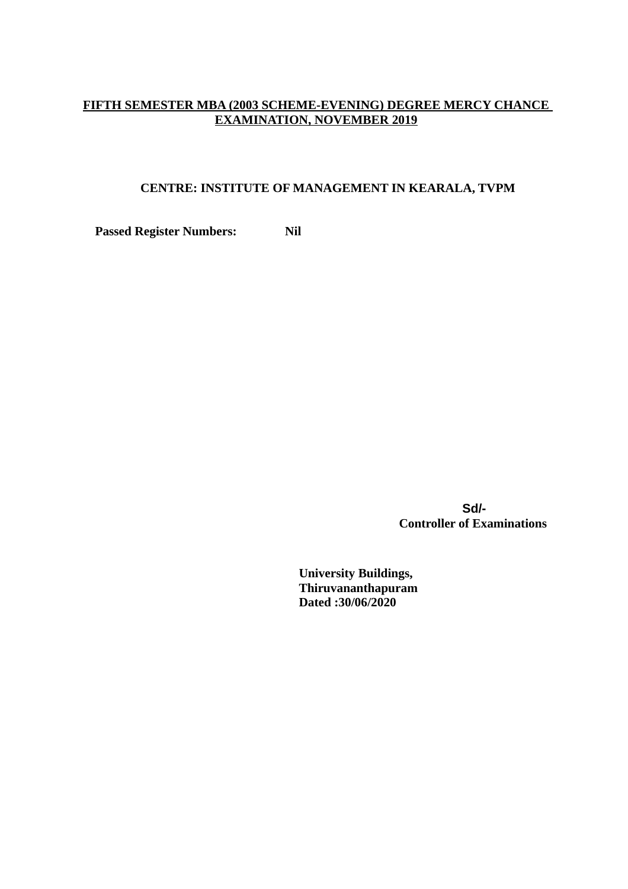**FIFTH SEMESTER MBA (2003 SCHEME-EVENING) DEGREE MERCY CHANCE EXAMINATION, NOVEMBER 2019**

**CENTRE: INSTITUTE OF MANAGEMENT IN KEARALA, TVPM**

**Passed Register Numbers:** **Nil**

**Sd/-**
**Controller of Examinations**

**University Buildings,**
**Thiruvananthapuram**
**Dated :30/06/2020**